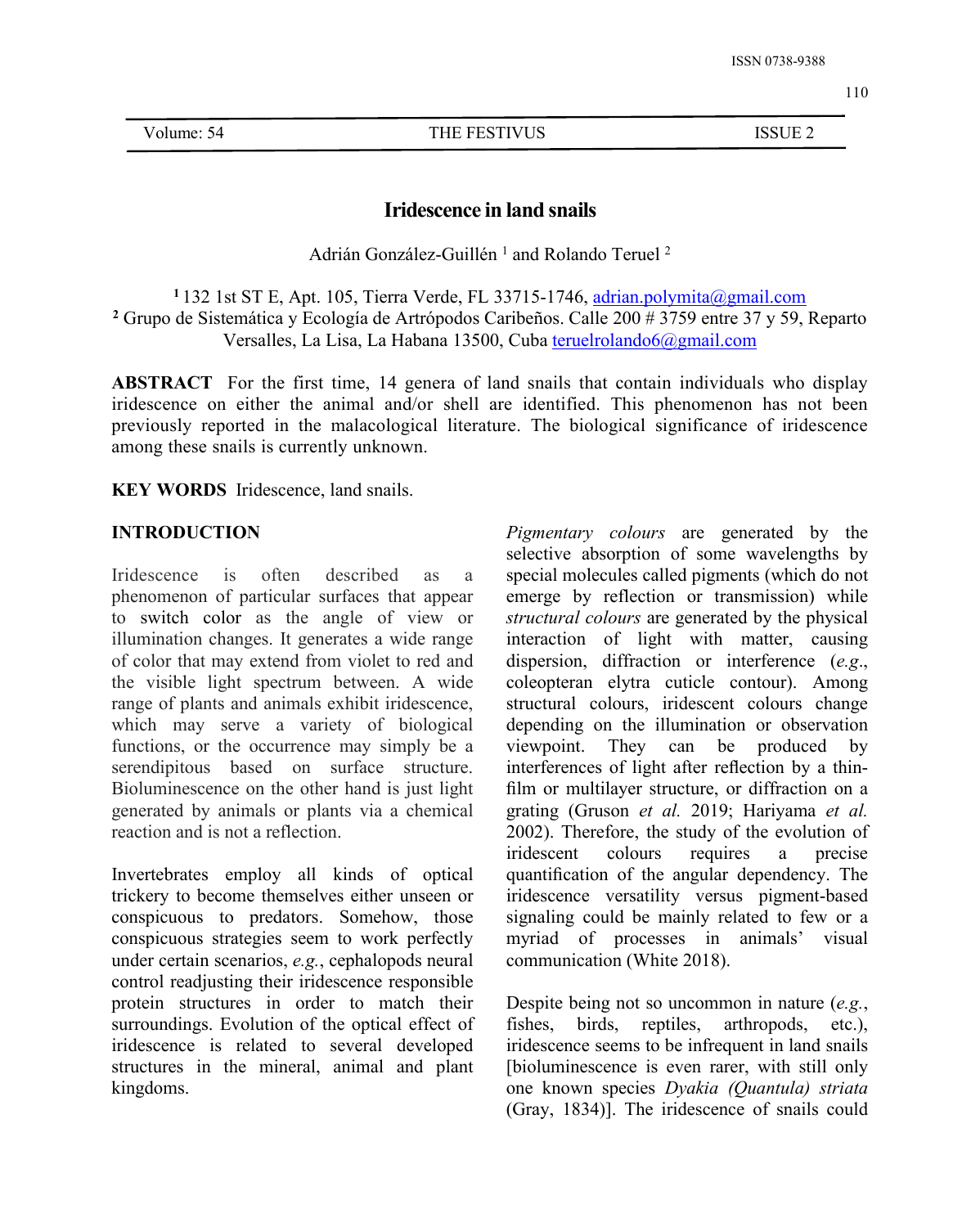# Iridescence in land snails

Adrián González-Guillén [1] and Rolando Teruel [2]

[1] 132 1st ST E, Apt. 105, Tierra Verde, FL 33715-1746, adrian.polymita@gmail.com
[2] Grupo de Sistemática y Ecología de Artrópodos Caribeños. Calle 200 # 3759 entre 37 y 59, Reparto Versalles, La Lisa, La Habana 13500, Cuba teruelrolando6@gmail.com

**ABSTRACT** For the first time, 14 genera of land snails that contain individuals who display iridescence on either the animal and/or shell are identified. This phenomenon has not been previously reported in the malacological literature. The biological significance of iridescence among these snails is currently unknown.

**KEY WORDS** Iridescence, land snails.

## INTRODUCTION

Iridescence is often described as a phenomenon of particular surfaces that appear to switch color as the angle of view or illumination changes. It generates a wide range of color that may extend from violet to red and the visible light spectrum between. A wide range of plants and animals exhibit iridescence, which may serve a variety of biological functions, or the occurrence may simply be a serendipitous based on surface structure. Bioluminescence on the other hand is just light generated by animals or plants via a chemical reaction and is not a reflection.

Invertebrates employ all kinds of optical trickery to become themselves either unseen or conspicuous to predators. Somehow, those conspicuous strategies seem to work perfectly under certain scenarios, *e.g.*, cephalopods neural control readjusting their iridescence responsible protein structures in order to match their surroundings. Evolution of the optical effect of iridescence is related to several developed structures in the mineral, animal and plant kingdoms.

*Pigmentary colours* are generated by the selective absorption of some wavelengths by special molecules called pigments (which do not emerge by reflection or transmission) while *structural colours* are generated by the physical interaction of light with matter, causing dispersion, diffraction or interference (*e.g.*, coleopteran elytra cuticle contour). Among structural colours, iridescent colours change depending on the illumination or observation viewpoint. They can be produced by interferences of light after reflection by a thin-film or multilayer structure, or diffraction on a grating (Gruson *et al.* 2019; Hariyama *et al.* 2002). Therefore, the study of the evolution of iridescent colours requires a precise quantification of the angular dependency. The iridescence versatility versus pigment-based signaling could be mainly related to few or a myriad of processes in animals' visual communication (White 2018).

Despite being not so uncommon in nature (*e.g.*, fishes, birds, reptiles, arthropods, etc.), iridescence seems to be infrequent in land snails [bioluminescence is even rarer, with still only one known species *Dyakia (Quantula) striata* (Gray, 1834)]. The iridescence of snails could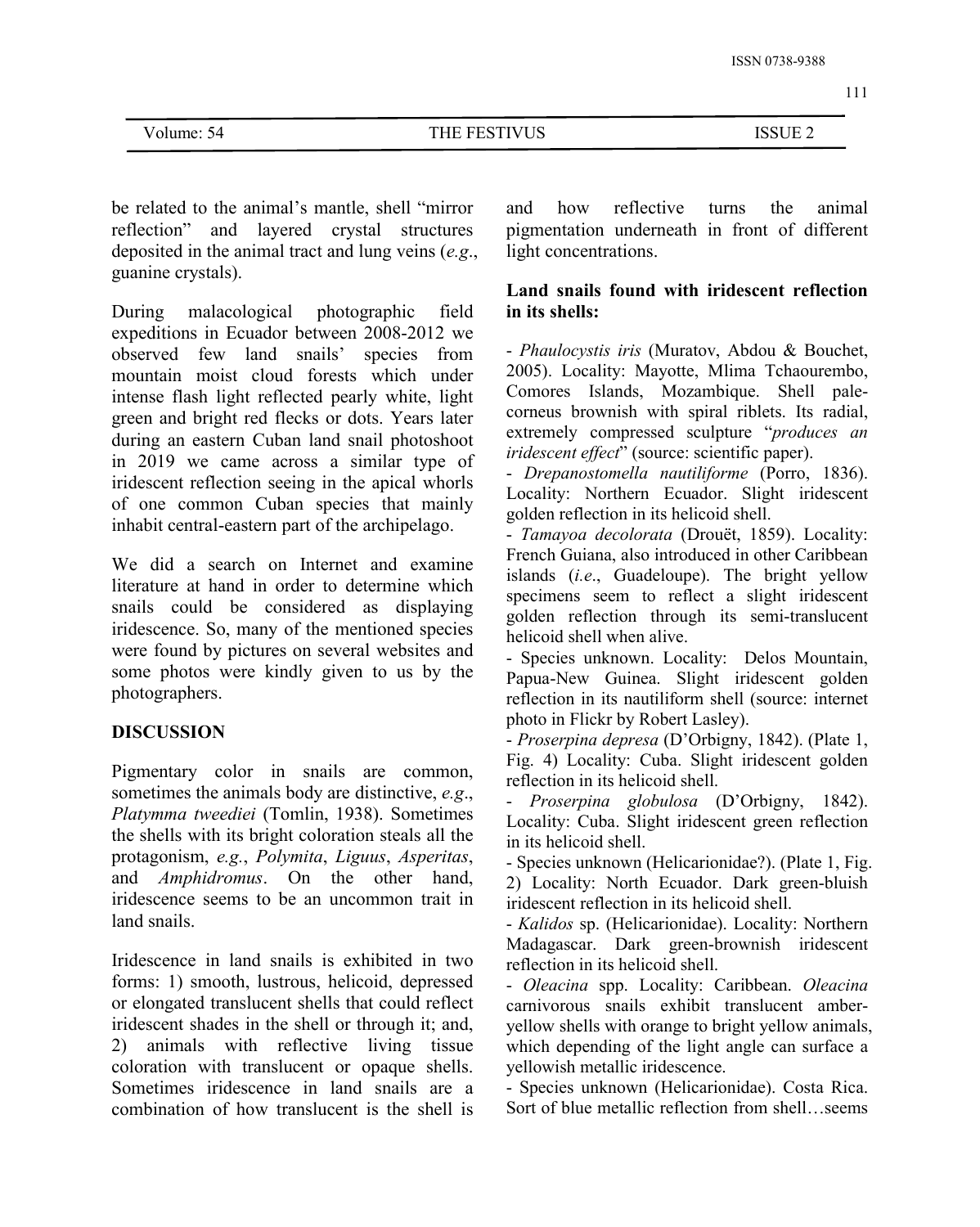be related to the animal's mantle, shell "mirror reflection" and layered crystal structures deposited in the animal tract and lung veins (*e.g*., guanine crystals).

During malacological photographic field expeditions in Ecuador between 2008-2012 we observed few land snails' species from mountain moist cloud forests which under intense flash light reflected pearly white, light green and bright red flecks or dots. Years later during an eastern Cuban land snail photoshoot in 2019 we came across a similar type of iridescent reflection seeing in the apical whorls of one common Cuban species that mainly inhabit central-eastern part of the archipelago.

We did a search on Internet and examine literature at hand in order to determine which snails could be considered as displaying iridescence. So, many of the mentioned species were found by pictures on several websites and some photos were kindly given to us by the photographers.

**DISCUSSION**

Pigmentary color in snails are common, sometimes the animals body are distinctive, *e.g*., *Platymma tweediei* (Tomlin, 1938). Sometimes the shells with its bright coloration steals all the protagonism, *e.g.*, *Polymita*, *Liguus*, *Asperitas*, and *Amphidromus*. On the other hand, iridescence seems to be an uncommon trait in land snails.

Iridescence in land snails is exhibited in two forms: 1) smooth, lustrous, helicoid, depressed or elongated translucent shells that could reflect iridescent shades in the shell or through it; and, 2) animals with reflective living tissue coloration with translucent or opaque shells. Sometimes iridescence in land snails are a combination of how translucent is the shell is and how reflective turns the animal pigmentation underneath in front of different light concentrations.

**Land snails found with iridescent reflection in its shells:**

- *Phaulocystis iris* (Muratov, Abdou & Bouchet, 2005). Locality: Mayotte, Mlima Tchaourembo, Comores Islands, Mozambique. Shell pale-corneus brownish with spiral riblets. Its radial, extremely compressed sculpture "*produces an iridescent effect*" (source: scientific paper).
- *Drepanostomella nautiliforme* (Porro, 1836). Locality: Northern Ecuador. Slight iridescent golden reflection in its helicoid shell.
- *Tamayoa decolorata* (Drouët, 1859). Locality: French Guiana, also introduced in other Caribbean islands (*i.e*., Guadeloupe). The bright yellow specimens seem to reflect a slight iridescent golden reflection through its semi-translucent helicoid shell when alive.
- Species unknown. Locality: Delos Mountain, Papua-New Guinea. Slight iridescent golden reflection in its nautiliform shell (source: internet photo in Flickr by Robert Lasley).
- *Proserpina depresa* (D'Orbigny, 1842). (Plate 1, Fig. 4) Locality: Cuba. Slight iridescent golden reflection in its helicoid shell.
- *Proserpina globulosa* (D'Orbigny, 1842). Locality: Cuba. Slight iridescent green reflection in its helicoid shell.
- Species unknown (Helicarionidae?). (Plate 1, Fig. 2) Locality: North Ecuador. Dark green-bluish iridescent reflection in its helicoid shell.
- *Kalidos* sp. (Helicarionidae). Locality: Northern Madagascar. Dark green-brownish iridescent reflection in its helicoid shell.
- *Oleacina* spp. Locality: Caribbean. *Oleacina* carnivorous snails exhibit translucent amber-yellow shells with orange to bright yellow animals, which depending of the light angle can surface a yellowish metallic iridescence.
- Species unknown (Helicarionidae). Costa Rica. Sort of blue metallic reflection from shell…seems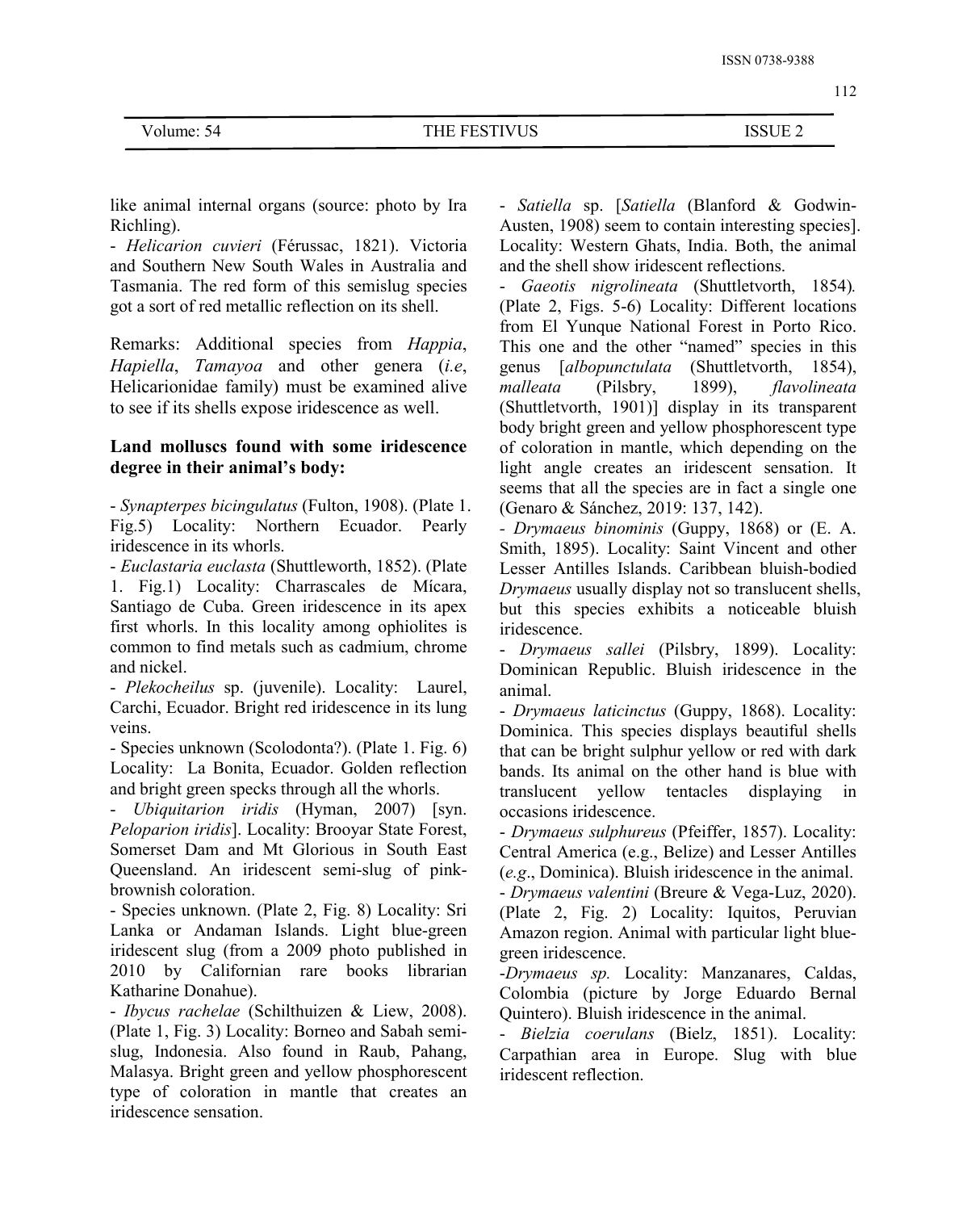like animal internal organs (source: photo by Ira Richling).

- *Helicarion cuvieri* (Férussac, 1821). Victoria and Southern New South Wales in Australia and Tasmania. The red form of this semislug species got a sort of red metallic reflection on its shell.

Remarks: Additional species from *Happia*, *Hapiella*, *Tamayoa* and other genera (*i.e*, Helicarionidae family) must be examined alive to see if its shells expose iridescence as well.

**Land molluscs found with some iridescence degree in their animal's body:**

- *Synapterpes bicingulatus* (Fulton, 1908). (Plate 1. Fig.5) Locality: Northern Ecuador. Pearly iridescence in its whorls.
- *Euclastaria euclasta* (Shuttleworth, 1852). (Plate 1. Fig.1) Locality: Charrascales de Mícara, Santiago de Cuba. Green iridescence in its apex first whorls. In this locality among ophiolites is common to find metals such as cadmium, chrome and nickel.
- *Plekocheilus* sp. (juvenile). Locality: Laurel, Carchi, Ecuador. Bright red iridescence in its lung veins.
- Species unknown (Scolodonta?). (Plate 1. Fig. 6) Locality: La Bonita, Ecuador. Golden reflection and bright green specks through all the whorls.
- *Ubiquitarion iridis* (Hyman, 2007) [syn. *Peloparion iridis*]. Locality: Brooyar State Forest, Somerset Dam and Mt Glorious in South East Queensland. An iridescent semi-slug of pink-brownish coloration.
- Species unknown. (Plate 2, Fig. 8) Locality: Sri Lanka or Andaman Islands. Light blue-green iridescent slug (from a 2009 photo published in 2010 by Californian rare books librarian Katharine Donahue).
- *Ibycus rachelae* (Schilthuizen & Liew, 2008). (Plate 1, Fig. 3) Locality: Borneo and Sabah semi-slug, Indonesia. Also found in Raub, Pahang, Malasya. Bright green and yellow phosphorescent type of coloration in mantle that creates an iridescence sensation.
- *Satiella* sp. [*Satiella* (Blanford & Godwin-Austen, 1908) seem to contain interesting species]. Locality: Western Ghats, India. Both, the animal and the shell show iridescent reflections.
- *Gaeotis nigrolineata* (Shuttletvorth, 1854). (Plate 2, Figs. 5-6) Locality: Different locations from El Yunque National Forest in Porto Rico. This one and the other "named" species in this genus [*albopunctulata* (Shuttletvorth, 1854), *malleata* (Pilsbry, 1899), *flavolineata* (Shuttletvorth, 1901)] display in its transparent body bright green and yellow phosphorescent type of coloration in mantle, which depending on the light angle creates an iridescent sensation. It seems that all the species are in fact a single one (Genaro & Sánchez, 2019: 137, 142).
- *Drymaeus binominis* (Guppy, 1868) or (E. A. Smith, 1895). Locality: Saint Vincent and other Lesser Antilles Islands. Caribbean bluish-bodied *Drymaeus* usually display not so translucent shells, but this species exhibits a noticeable bluish iridescence.
- *Drymaeus sallei* (Pilsbry, 1899). Locality: Dominican Republic. Bluish iridescence in the animal.
- *Drymaeus laticinctus* (Guppy, 1868). Locality: Dominica. This species displays beautiful shells that can be bright sulphur yellow or red with dark bands. Its animal on the other hand is blue with translucent yellow tentacles displaying in occasions iridescence.
- *Drymaeus sulphureus* (Pfeiffer, 1857). Locality: Central America (e.g., Belize) and Lesser Antilles (*e.g*., Dominica). Bluish iridescence in the animal.
- *Drymaeus valentini* (Breure & Vega-Luz, 2020). (Plate 2, Fig. 2) Locality: Iquitos, Peruvian Amazon region. Animal with particular light blue-green iridescence.
- *Drymaeus sp.* Locality: Manzanares, Caldas, Colombia (picture by Jorge Eduardo Bernal Quintero). Bluish iridescence in the animal.
- *Bielzia coerulans* (Bielz, 1851). Locality: Carpathian area in Europe. Slug with blue iridescent reflection.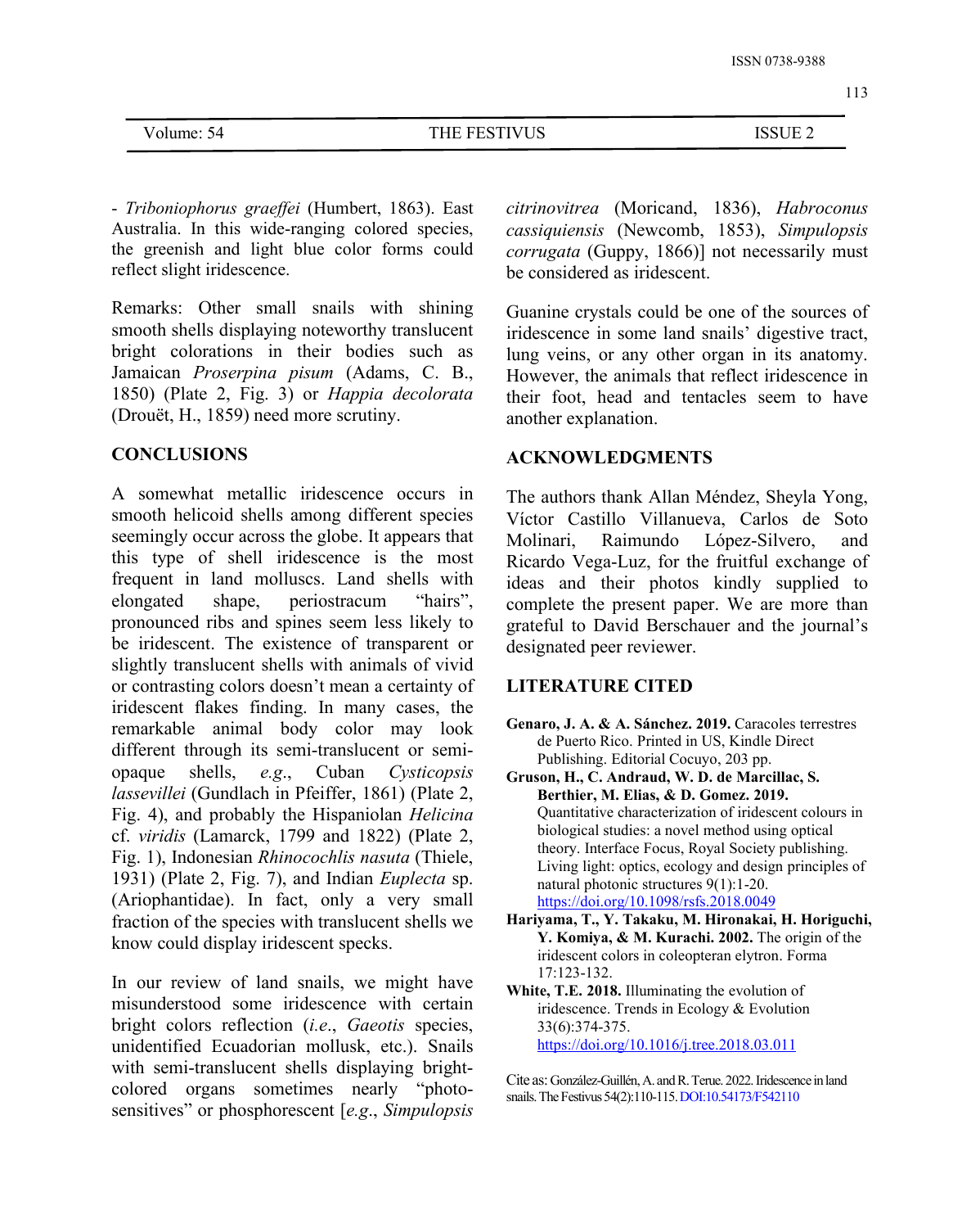- *Triboniophorus graeffei* (Humbert, 1863). East Australia. In this wide-ranging colored species, the greenish and light blue color forms could reflect slight iridescence.

Remarks: Other small snails with shining smooth shells displaying noteworthy translucent bright colorations in their bodies such as Jamaican *Proserpina pisum* (Adams, C. B., 1850) (Plate 2, Fig. 3) or *Happia decolorata* (Drouët, H., 1859) need more scrutiny.

## CONCLUSIONS

A somewhat metallic iridescence occurs in smooth helicoid shells among different species seemingly occur across the globe. It appears that this type of shell iridescence is the most frequent in land molluscs. Land shells with elongated shape, periostracum "hairs", pronounced ribs and spines seem less likely to be iridescent. The existence of transparent or slightly translucent shells with animals of vivid or contrasting colors doesn't mean a certainty of iridescent flakes finding. In many cases, the remarkable animal body color may look different through its semi-translucent or semi-opaque shells, *e.g.*, Cuban *Cysticopsis lassevillei* (Gundlach in Pfeiffer, 1861) (Plate 2, Fig. 4), and probably the Hispaniolan *Helicina* cf. *viridis* (Lamarck, 1799 and 1822) (Plate 2, Fig. 1), Indonesian *Rhinocochlis nasuta* (Thiele, 1931) (Plate 2, Fig. 7), and Indian *Euplecta* sp. (Ariophantidae). In fact, only a very small fraction of the species with translucent shells we know could display iridescent specks.

In our review of land snails, we might have misunderstood some iridescence with certain bright colors reflection (*i.e.*, *Gaeotis* species, unidentified Ecuadorian mollusk, etc.). Snails with semi-translucent shells displaying bright-colored organs sometimes nearly "photo-sensitives" or phosphorescent [*e.g.*, *Simpulopsis citrinovitrea* (Moricand, 1836), *Habroconus cassiquiensis* (Newcomb, 1853), *Simpulopsis corrugata* (Guppy, 1866)] not necessarily must be considered as iridescent.

Guanine crystals could be one of the sources of iridescence in some land snails' digestive tract, lung veins, or any other organ in its anatomy. However, the animals that reflect iridescence in their foot, head and tentacles seem to have another explanation.

## ACKNOWLEDGMENTS

The authors thank Allan Méndez, Sheyla Yong, Víctor Castillo Villanueva, Carlos de Soto Molinari, Raimundo López-Silvero, and Ricardo Vega-Luz, for the fruitful exchange of ideas and their photos kindly supplied to complete the present paper. We are more than grateful to David Berschauer and the journal's designated peer reviewer.

## LITERATURE CITED

**Genaro, J. A. & A. Sánchez. 2019.** Caracoles terrestres de Puerto Rico. Printed in US, Kindle Direct Publishing. Editorial Cocuyo, 203 pp.

**Gruson, H., C. Andraud, W. D. de Marcillac, S. Berthier, M. Elias, & D. Gomez. 2019.** Quantitative characterization of iridescent colours in biological studies: a novel method using optical theory. Interface Focus, Royal Society publishing. Living light: optics, ecology and design principles of natural photonic structures 9(1):1-20. https://doi.org/10.1098/rsfs.2018.0049

**Hariyama, T., Y. Takaku, M. Hironakai, H. Horiguchi, Y. Komiya, & M. Kurachi. 2002.** The origin of the iridescent colors in coleopteran elytron. Forma 17:123-132.

**White, T.E. 2018.** Illuminating the evolution of iridescence. Trends in Ecology & Evolution 33(6):374-375. https://doi.org/10.1016/j.tree.2018.03.011

Cite as: González-Guillén, A. and R. Terue. 2022. Iridescence in land snails. The Festivus 54(2):110-115. DOI:10.54173/F542110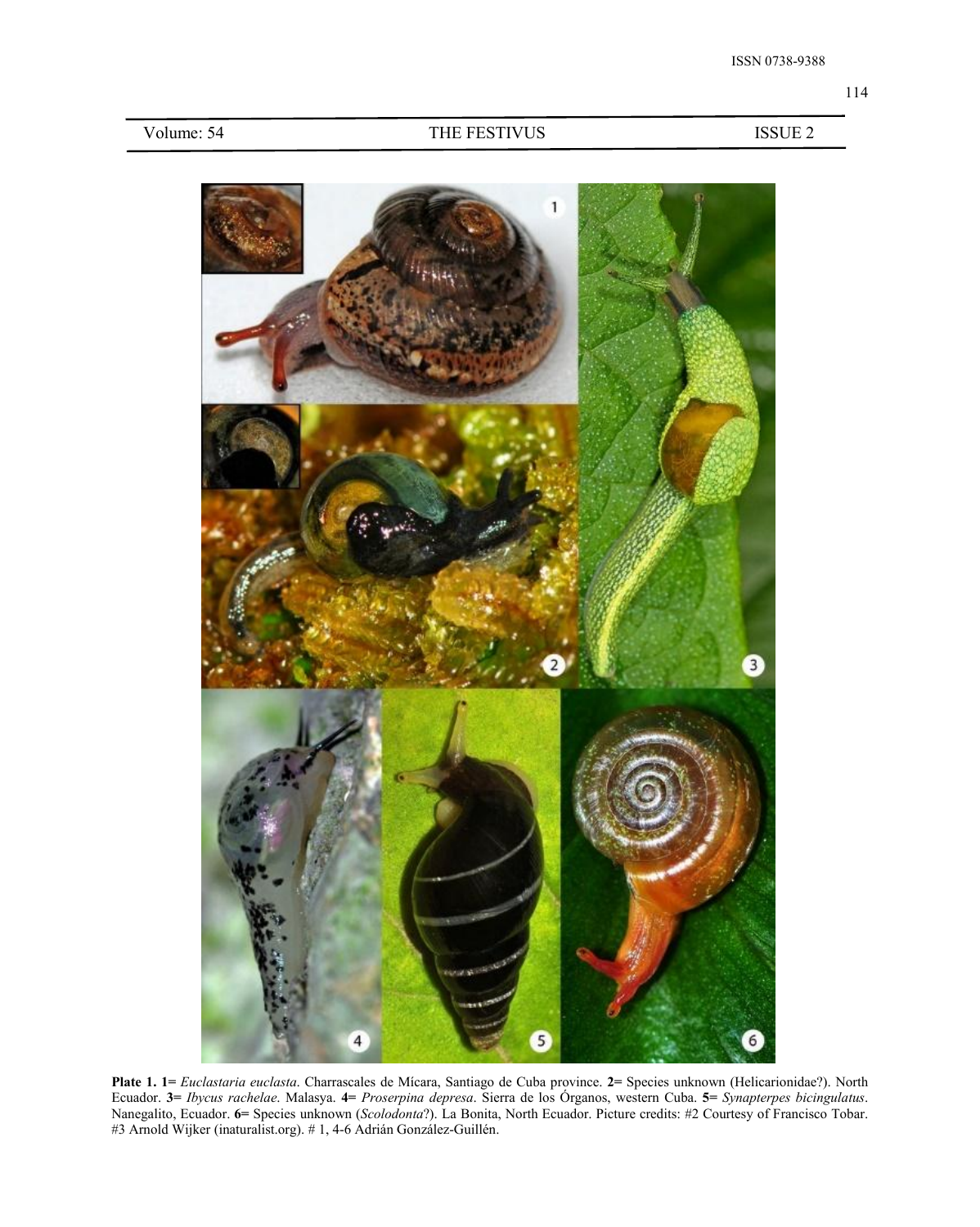**Plate 1. 1=** *Euclastaria euclasta*. Charrascales de Mícara, Santiago de Cuba province. **2=** Species unknown (Helicarionidae?). North Ecuador. **3=** *Ibycus rachelae*. Malasya. **4=** *Proserpina depresa*. Sierra de los Órganos, western Cuba. **5=** *Synapterpes bicingulatus*. Nanegalito, Ecuador. **6=** Species unknown (*Scolodonta*?). La Bonita, North Ecuador. Picture credits: #2 Courtesy of Francisco Tobar. #3 Arnold Wijker (inaturalist.org). # 1, 4-6 Adrián González-Guillén.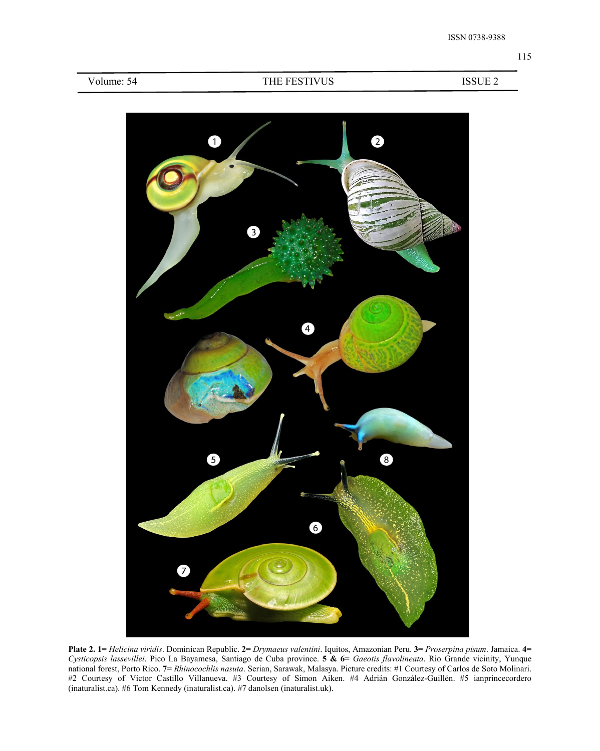**Plate 2. 1=** *Helicina viridis*. Dominican Republic. **2=** *Drymaeus valentini*. Iquitos, Amazonian Peru. **3=** *Proserpina pisum*. Jamaica. **4=** *Cysticopsis lassevillei*. Pico La Bayamesa, Santiago de Cuba province. **5 & 6=** *Gaeotis flavolineata*. Rio Grande vicinity, Yunque national forest, Porto Rico. **7=** *Rhinocochlis nasuta*. Serian, Sarawak, Malasya. Picture credits: #1 Courtesy of Carlos de Soto Molinari. #2 Courtesy of Víctor Castillo Villanueva. #3 Courtesy of Simon Aiken. #4 Adrián González-Guillén. #5 ianprincecordero (inaturalist.ca). #6 Tom Kennedy (inaturalist.ca). #7 danolsen (inaturalist.uk).